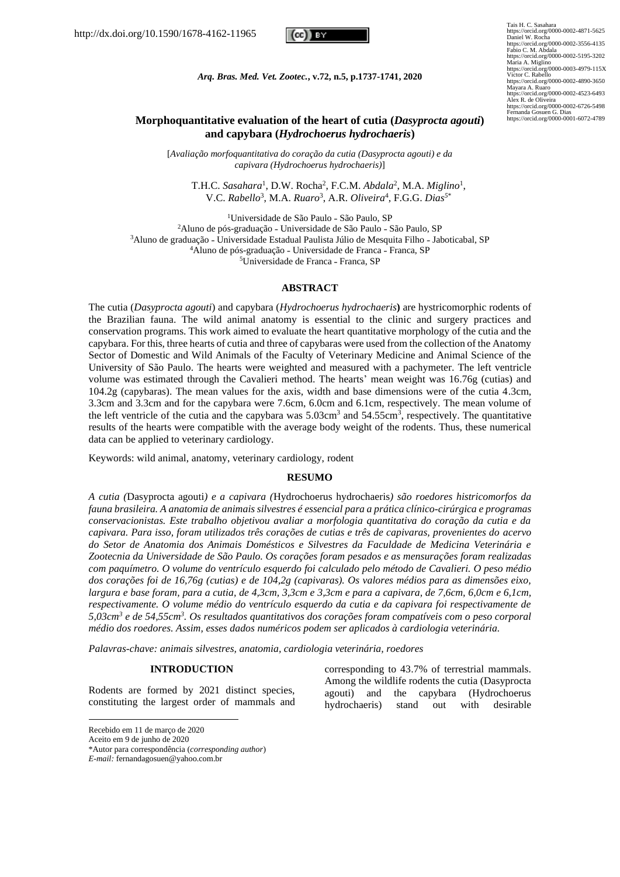http://dx.doi.org/10.1590/1678-4162-11965

Arq. Bras. Med. Vet. Zootec., v.72, n.5, p.1737-1741, 2020

Taís H. C. Sasahara https://orcid.org/0000-0002-4871-5625
Daniel W. Rocha https://orcid.org/0000-0002-3556-4135
Fabio C. M. Abdala https://orcid.org/0000-0002-5195-3202
Maria A. Miglino https://orcid.org/0000-0003-4979-115X
Victor C. Rabello https://orcid.org/0000-0002-4890-3650
Mayara A. Ruaro https://orcid.org/0000-0002-4523-6493
Alex R. de Oliveira https://orcid.org/0000-0002-6726-5498
Fernanda Gosuen G. Dias https://orcid.org/0000-0001-6072-4789

# Morphoquantitative evaluation of the heart of cutia (*Dasyprocta agouti*) and capybara (*Hydrochoerus hydrochaeris*)

[*Avaliação morfoquantitativa do coração da cutia (Dasyprocta agouti) e da capivara (Hydrochoerus hydrochaeris)*]

T.H.C. *Sasahara*[1], D.W. Rocha[2], F.C.M. *Abdala*[2], M.A. *Miglino*[1], V.C. *Rabello*[3], M.A. *Ruaro*[3], A.R. *Oliveira*[4], F.G.G. *Dias*[5*]

[1]Universidade de São Paulo - São Paulo, SP
[2]Aluno de pós-graduação - Universidade de São Paulo - São Paulo, SP
[3]Aluno de graduação - Universidade Estadual Paulista Júlio de Mesquita Filho - Jaboticabal, SP
[4]Aluno de pós-graduação - Universidade de Franca - Franca, SP
[5]Universidade de Franca - Franca, SP

## ABSTRACT

The cutia (*Dasyprocta agouti*) and capybara (*Hydrochoerus hydrochaeris*) are hystricomorphic rodents of the Brazilian fauna. The wild animal anatomy is essential to the clinic and surgery practices and conservation programs. This work aimed to evaluate the heart quantitative morphology of the cutia and the capybara. For this, three hearts of cutia and three of capybaras were used from the collection of the Anatomy Sector of Domestic and Wild Animals of the Faculty of Veterinary Medicine and Animal Science of the University of São Paulo. The hearts were weighted and measured with a pachymeter. The left ventricle volume was estimated through the Cavalieri method. The hearts' mean weight was 16.76g (cutias) and 104.2g (capybaras). The mean values for the axis, width and base dimensions were of the cutia 4.3cm, 3.3cm and 3.3cm and for the capybara were 7.6cm, 6.0cm and 6.1cm, respectively. The mean volume of the left ventricle of the cutia and the capybara was 5.03cm$^3$ and 54.55cm$^3$, respectively. The quantitative results of the hearts were compatible with the average body weight of the rodents. Thus, these numerical data can be applied to veterinary cardiology.

Keywords: wild animal, anatomy, veterinary cardiology, rodent

## RESUMO

*A cutia (*Dasyprocta agouti*) e a capivara (*Hydrochoerus hydrochaeris*) são roedores histricomorfos da fauna brasileira. A anatomia de animais silvestres é essencial para a prática clínico-cirúrgica e programas conservacionistas. Este trabalho objetivou avaliar a morfologia quantitativa do coração da cutia e da capivara. Para isso, foram utilizados três corações de cutias e três de capivaras, provenientes do acervo do Setor de Anatomia dos Animais Domésticos e Silvestres da Faculdade de Medicina Veterinária e Zootecnia da Universidade de São Paulo. Os corações foram pesados e as mensurações foram realizadas com paquímetro. O volume do ventrículo esquerdo foi calculado pelo método de Cavalieri. O peso médio dos corações foi de 16,76g (cutias) e de 104,2g (capivaras). Os valores médios para as dimensões eixo, largura e base foram, para a cutia, de 4,3cm, 3,3cm e 3,3cm e para a capivara, de 7,6cm, 6,0cm e 6,1cm, respectivamente. O volume médio do ventrículo esquerdo da cutia e da capivara foi respectivamente de 5,03cm$^3$ e de 54,55cm$^3$. Os resultados quantitativos dos corações foram compatíveis com o peso corporal médio dos roedores. Assim, esses dados numéricos podem ser aplicados à cardiologia veterinária.*

*Palavras-chave: animais silvestres, anatomia, cardiologia veterinária, roedores*

## INTRODUCTION

Rodents are formed by 2021 distinct species, constituting the largest order of mammals and corresponding to 43.7% of terrestrial mammals. Among the wildlife rodents the cutia (Dasyprocta agouti) and the capybara (Hydrochoerus hydrochaeris) stand out with desirable

Recebido em 11 de março de 2020
Aceito em 9 de junho de 2020
*Autor para correspondência (*corresponding author*)
*E-mail:* fernandagosuen@yahoo.com.br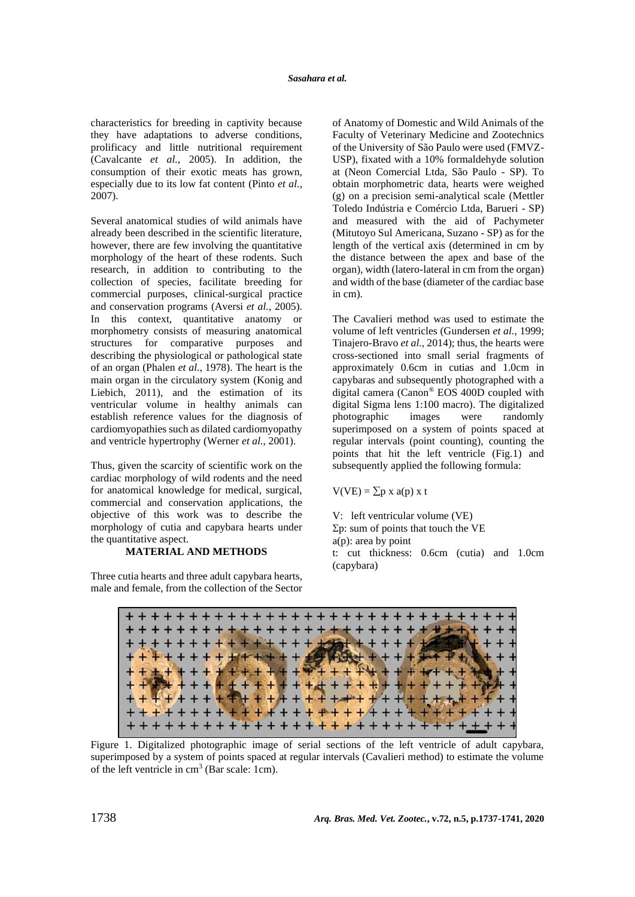characteristics for breeding in captivity because they have adaptations to adverse conditions, prolificacy and little nutritional requirement (Cavalcante *et al.*, 2005). In addition, the consumption of their exotic meats has grown, especially due to its low fat content (Pinto *et al.*, 2007).

Several anatomical studies of wild animals have already been described in the scientific literature, however, there are few involving the quantitative morphology of the heart of these rodents. Such research, in addition to contributing to the collection of species, facilitate breeding for commercial purposes, clinical-surgical practice and conservation programs (Aversi *et al.*, 2005). In this context, quantitative anatomy or morphometry consists of measuring anatomical structures for comparative purposes and describing the physiological or pathological state of an organ (Phalen *et al.*, 1978). The heart is the main organ in the circulatory system (Konig and Liebich, 2011), and the estimation of its ventricular volume in healthy animals can establish reference values for the diagnosis of cardiomyopathies such as dilated cardiomyopathy and ventricle hypertrophy (Werner *et al.*, 2001).

Thus, given the scarcity of scientific work on the cardiac morphology of wild rodents and the need for anatomical knowledge for medical, surgical, commercial and conservation applications, the objective of this work was to describe the morphology of cutia and capybara hearts under the quantitative aspect.

## MATERIAL AND METHODS

Three cutia hearts and three adult capybara hearts, male and female, from the collection of the Sector of Anatomy of Domestic and Wild Animals of the Faculty of Veterinary Medicine and Zootechnics of the University of São Paulo were used (FMVZ-USP), fixated with a 10% formaldehyde solution at (Neon Comercial Ltda, São Paulo - SP). To obtain morphometric data, hearts were weighed (g) on a precision semi-analytical scale (Mettler Toledo Indústria e Comércio Ltda, Barueri - SP) and measured with the aid of Pachymeter (Mitutoyo Sul Americana, Suzano - SP) as for the length of the vertical axis (determined in cm by the distance between the apex and base of the organ), width (latero-lateral in cm from the organ) and width of the base (diameter of the cardiac base in cm).

The Cavalieri method was used to estimate the volume of left ventricles (Gundersen *et al.*, 1999; Tinajero-Bravo *et al.*, 2014); thus, the hearts were cross-sectioned into small serial fragments of approximately 0.6cm in cutias and 1.0cm in capybaras and subsequently photographed with a digital camera (Canon® EOS 400D coupled with digital Sigma lens 1:100 macro). The digitalized photographic images were randomly superimposed on a system of points spaced at regular intervals (point counting), counting the points that hit the left ventricle (Fig.1) and subsequently applied the following formula:

$$V(VE) = \sum p \times a(p) \times t$$

V: left ventricular volume (VE)
$\Sigma p$: sum of points that touch the VE
a(p): area by point
t: cut thickness: 0.6cm (cutia) and 1.0cm (capybara)

Figure 1. Digitalized photographic image of serial sections of the left ventricle of adult capybara, superimposed by a system of points spaced at regular intervals (Cavalieri method) to estimate the volume of the left ventricle in $cm^3$ (Bar scale: 1cm).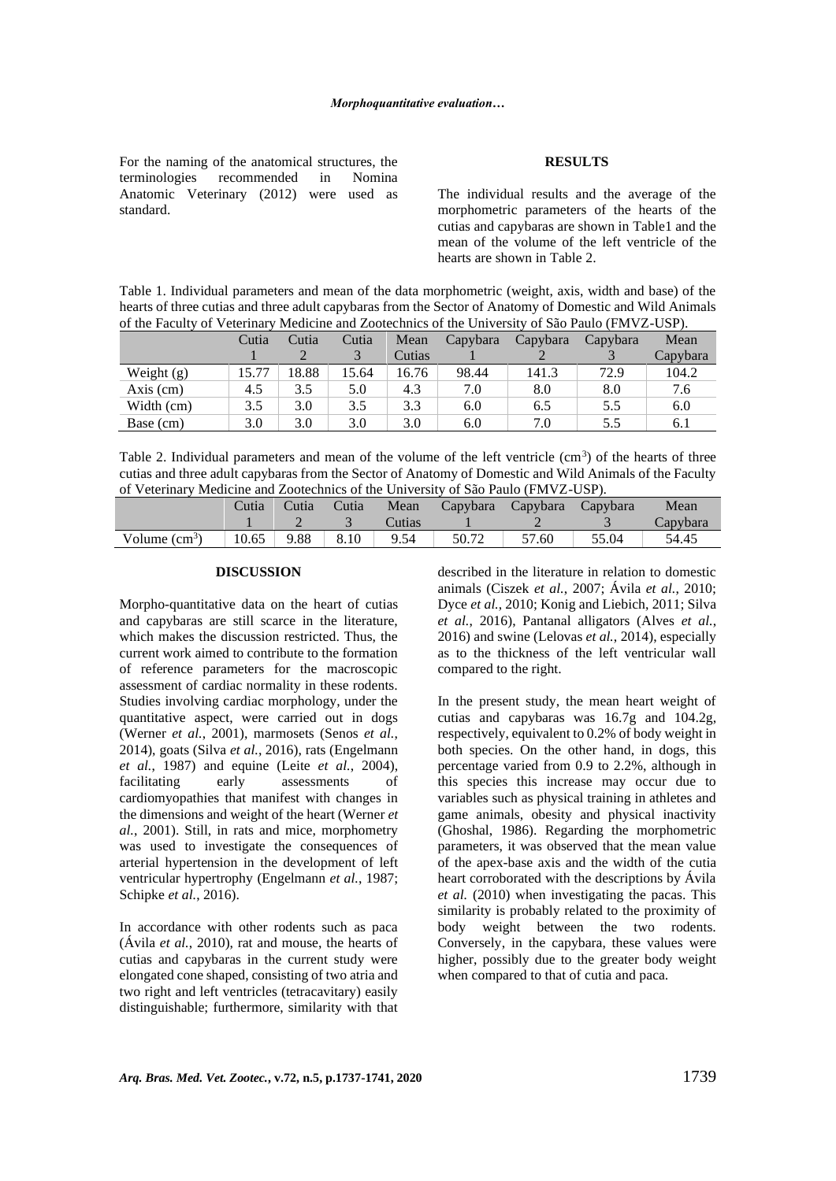For the naming of the anatomical structures, the terminologies recommended in Nomina Anatomic Veterinary (2012) were used as standard.

## RESULTS

The individual results and the average of the morphometric parameters of the hearts of the cutias and capybaras are shown in Table1 and the mean of the volume of the left ventricle of the hearts are shown in Table 2.

Table 1. Individual parameters and mean of the data morphometric (weight, axis, width and base) of the hearts of three cutias and three adult capybaras from the Sector of Anatomy of Domestic and Wild Animals of the Faculty of Veterinary Medicine and Zootechnics of the University of São Paulo (FMVZ-USP).

| | Cutia 1 | Cutia 2 | Cutia 3 | Mean Cutias | Capybara 1 | Capybara 2 | Capybara 3 | Mean Capybara |
|---|---|---|---|---|---|---|---|---|
| Weight (g) | 15.77 | 18.88 | 15.64 | 16.76 | 98.44 | 141.3 | 72.9 | 104.2 |
| Axis (cm) | 4.5 | 3.5 | 5.0 | 4.3 | 7.0 | 8.0 | 8.0 | 7.6 |
| Width (cm) | 3.5 | 3.0 | 3.5 | 3.3 | 6.0 | 6.5 | 5.5 | 6.0 |
| Base (cm) | 3.0 | 3.0 | 3.0 | 3.0 | 6.0 | 7.0 | 5.5 | 6.1 |

Table 2. Individual parameters and mean of the volume of the left ventricle ($cm^3$) of the hearts of three cutias and three adult capybaras from the Sector of Anatomy of Domestic and Wild Animals of the Faculty of Veterinary Medicine and Zootechnics of the University of São Paulo (FMVZ-USP).

| | Cutia 1 | Cutia 2 | Cutia 3 | Mean Cutias | Capybara 1 | Capybara 2 | Capybara 3 | Mean Capybara |
|---|---|---|---|---|---|---|---|---|
| Volume ($cm^3$) | 10.65 | 9.88 | 8.10 | 9.54 | 50.72 | 57.60 | 55.04 | 54.45 |

## DISCUSSION

Morpho-quantitative data on the heart of cutias and capybaras are still scarce in the literature, which makes the discussion restricted. Thus, the current work aimed to contribute to the formation of reference parameters for the macroscopic assessment of cardiac normality in these rodents. Studies involving cardiac morphology, under the quantitative aspect, were carried out in dogs (Werner *et al.*, 2001), marmosets (Senos *et al.*, 2014), goats (Silva *et al.*, 2016), rats (Engelmann *et al.*, 1987) and equine (Leite *et al.*, 2004), facilitating early assessments of cardiomyopathies that manifest with changes in the dimensions and weight of the heart (Werner *et al.*, 2001). Still, in rats and mice, morphometry was used to investigate the consequences of arterial hypertension in the development of left ventricular hypertrophy (Engelmann *et al.*, 1987; Schipke *et al.*, 2016).

In accordance with other rodents such as paca (Ávila *et al.*, 2010), rat and mouse, the hearts of cutias and capybaras in the current study were elongated cone shaped, consisting of two atria and two right and left ventricles (tetracavitary) easily distinguishable; furthermore, similarity with that described in the literature in relation to domestic animals (Ciszek *et al.*, 2007; Ávila *et al.*, 2010; Dyce *et al.*, 2010; Konig and Liebich, 2011; Silva *et al.*, 2016), Pantanal alligators (Alves *et al.*, 2016) and swine (Lelovas *et al.*, 2014), especially as to the thickness of the left ventricular wall compared to the right.

In the present study, the mean heart weight of cutias and capybaras was 16.7g and 104.2g, respectively, equivalent to 0.2% of body weight in both species. On the other hand, in dogs, this percentage varied from 0.9 to 2.2%, although in this species this increase may occur due to variables such as physical training in athletes and game animals, obesity and physical inactivity (Ghoshal, 1986). Regarding the morphometric parameters, it was observed that the mean value of the apex-base axis and the width of the cutia heart corroborated with the descriptions by Ávila *et al.* (2010) when investigating the pacas. This similarity is probably related to the proximity of body weight between the two rodents. Conversely, in the capybara, these values were higher, possibly due to the greater body weight when compared to that of cutia and paca.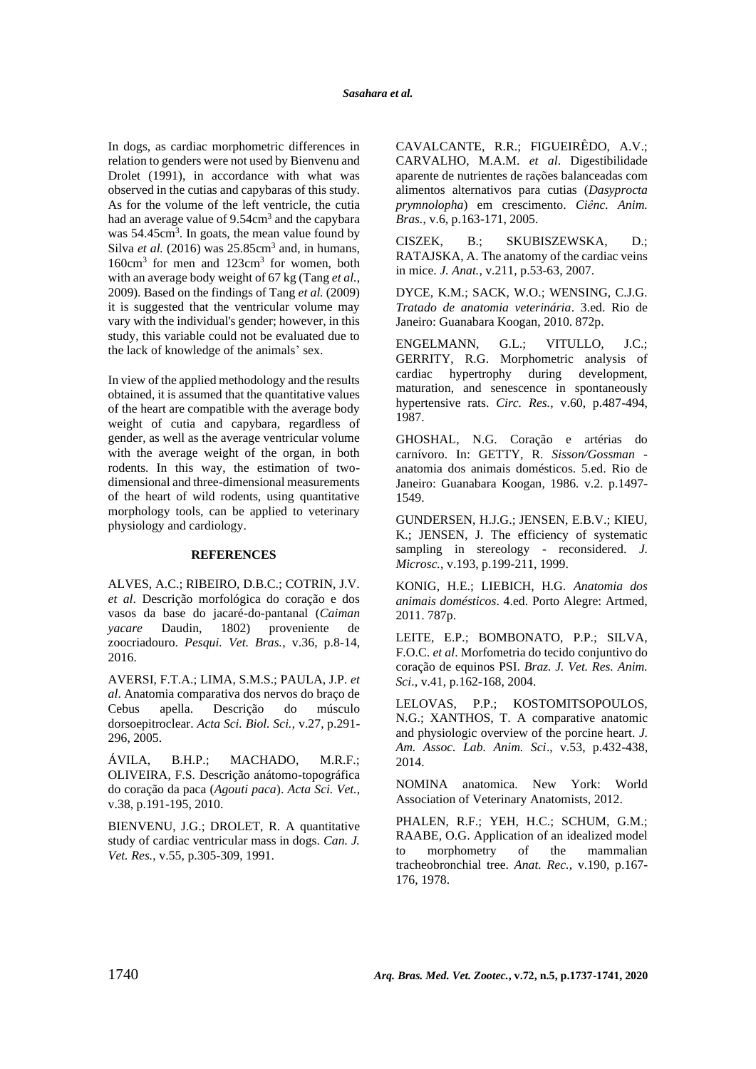In dogs, as cardiac morphometric differences in relation to genders were not used by Bienvenu and Drolet (1991), in accordance with what was observed in the cutias and capybaras of this study. As for the volume of the left ventricle, the cutia had an average value of 9.54cm$^3$ and the capybara was 54.45cm$^3$. In goats, the mean value found by Silva *et al.* (2016) was 25.85cm$^3$ and, in humans, 160cm$^3$ for men and 123cm$^3$ for women, both with an average body weight of 67 kg (Tang *et al.*, 2009). Based on the findings of Tang *et al.* (2009) it is suggested that the ventricular volume may vary with the individual's gender; however, in this study, this variable could not be evaluated due to the lack of knowledge of the animals' sex.

In view of the applied methodology and the results obtained, it is assumed that the quantitative values of the heart are compatible with the average body weight of cutia and capybara, regardless of gender, as well as the average ventricular volume with the average weight of the organ, in both rodents. In this way, the estimation of two-dimensional and three-dimensional measurements of the heart of wild rodents, using quantitative morphology tools, can be applied to veterinary physiology and cardiology.

## REFERENCES

ALVES, A.C.; RIBEIRO, D.B.C.; COTRIN, J.V. *et al*. Descrição morfológica do coração e dos vasos da base do jacaré-do-pantanal (*Caiman yacare* Daudin, 1802) proveniente de zoocriadouro. *Pesqui. Vet. Bras.*, v.36, p.8-14, 2016.

AVERSI, F.T.A.; LIMA, S.M.S.; PAULA, J.P. *et al*. Anatomia comparativa dos nervos do braço de Cebus apella. Descrição do músculo dorsoepitroclear. *Acta Sci. Biol. Sci.*, v.27, p.291-296, 2005.

ÁVILA, B.H.P.; MACHADO, M.R.F.; OLIVEIRA, F.S. Descrição anátomo-topográfica do coração da paca (*Agouti paca*). *Acta Sci. Vet.*, v.38, p.191-195, 2010.

BIENVENU, J.G.; DROLET, R. A quantitative study of cardiac ventricular mass in dogs. *Can. J. Vet. Res.*, v.55, p.305-309, 1991.

CAVALCANTE, R.R.; FIGUEIRÊDO, A.V.; CARVALHO, M.A.M. *et al*. Digestibilidade aparente de nutrientes de rações balanceadas com alimentos alternativos para cutias (*Dasyprocta prymnolopha*) em crescimento. *Ciênc. Anim. Bras.*, v.6, p.163-171, 2005.

CISZEK, B.; SKUBISZEWSKA, D.; RATAJSKA, A. The anatomy of the cardiac veins in mice. *J. Anat.*, v.211, p.53-63, 2007.

DYCE, K.M.; SACK, W.O.; WENSING, C.J.G. *Tratado de anatomia veterinária*. 3.ed. Rio de Janeiro: Guanabara Koogan, 2010. 872p.

ENGELMANN, G.L.; VITULLO, J.C.; GERRITY, R.G. Morphometric analysis of cardiac hypertrophy during development, maturation, and senescence in spontaneously hypertensive rats. *Circ. Res.*, v.60, p.487-494, 1987.

GHOSHAL, N.G. Coração e artérias do carnívoro. In: GETTY, R. *Sisson/Gossman* - anatomia dos animais domésticos. 5.ed. Rio de Janeiro: Guanabara Koogan, 1986. v.2. p.1497-1549.

GUNDERSEN, H.J.G.; JENSEN, E.B.V.; KIEU, K.; JENSEN, J. The efficiency of systematic sampling in stereology - reconsidered. *J. Microsc.*, v.193, p.199-211, 1999.

KONIG, H.E.; LIEBICH, H.G. *Anatomia dos animais domésticos*. 4.ed. Porto Alegre: Artmed, 2011. 787p.

LEITE, E.P.; BOMBONATO, P.P.; SILVA, F.O.C. *et al*. Morfometria do tecido conjuntivo do coração de equinos PSI. *Braz. J. Vet. Res. Anim. Sci*., v.41, p.162-168, 2004.

LELOVAS, P.P.; KOSTOMITSOPOULOS, N.G.; XANTHOS, T. A comparative anatomic and physiologic overview of the porcine heart. *J. Am. Assoc. Lab. Anim. Sci*., v.53, p.432-438, 2014.

NOMINA anatomica. New York: World Association of Veterinary Anatomists, 2012.

PHALEN, R.F.; YEH, H.C.; SCHUM, G.M.; RAABE, O.G. Application of an idealized model to morphometry of the mammalian tracheobronchial tree. *Anat. Rec.*, v.190, p.167-176, 1978.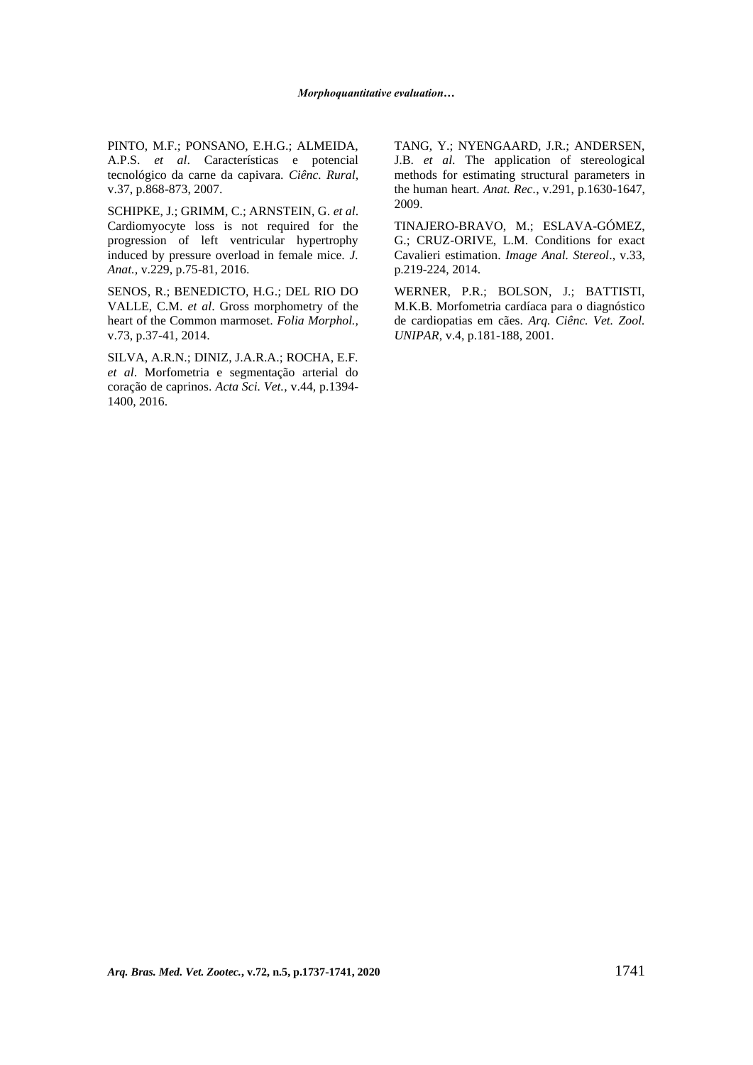PINTO, M.F.; PONSANO, E.H.G.; ALMEIDA, A.P.S. *et al*. Características e potencial tecnológico da carne da capivara. *Ciênc. Rural*, v.37, p.868-873, 2007.

SCHIPKE, J.; GRIMM, C.; ARNSTEIN, G. *et al*. Cardiomyocyte loss is not required for the progression of left ventricular hypertrophy induced by pressure overload in female mice. *J. Anat.,* v.229, p.75-81, 2016.

SENOS, R.; BENEDICTO, H.G.; DEL RIO DO VALLE, C.M. *et al*. Gross morphometry of the heart of the Common marmoset. *Folia Morphol.,* v.73, p.37-41, 2014.

SILVA, A.R.N.; DINIZ, J.A.R.A.; ROCHA, E.F. *et al*. Morfometria e segmentação arterial do coração de caprinos. *Acta Sci. Vet.*, v.44, p.1394-1400, 2016.

TANG, Y.; NYENGAARD, J.R.; ANDERSEN, J.B. *et al.* The application of stereological methods for estimating structural parameters in the human heart. *Anat. Rec.*, v.291, p.1630-1647, 2009.

TINAJERO-BRAVO, M.; ESLAVA-GÓMEZ, G.; CRUZ-ORIVE, L.M. Conditions for exact Cavalieri estimation. *Image Anal. Stereol*., v.33, p.219-224, 2014.

WERNER, P.R.; BOLSON, J.; BATTISTI, M.K.B. Morfometria cardíaca para o diagnóstico de cardiopatias em cães. *Arq. Ciênc. Vet. Zool. UNIPAR*, v.4, p.181-188, 2001.